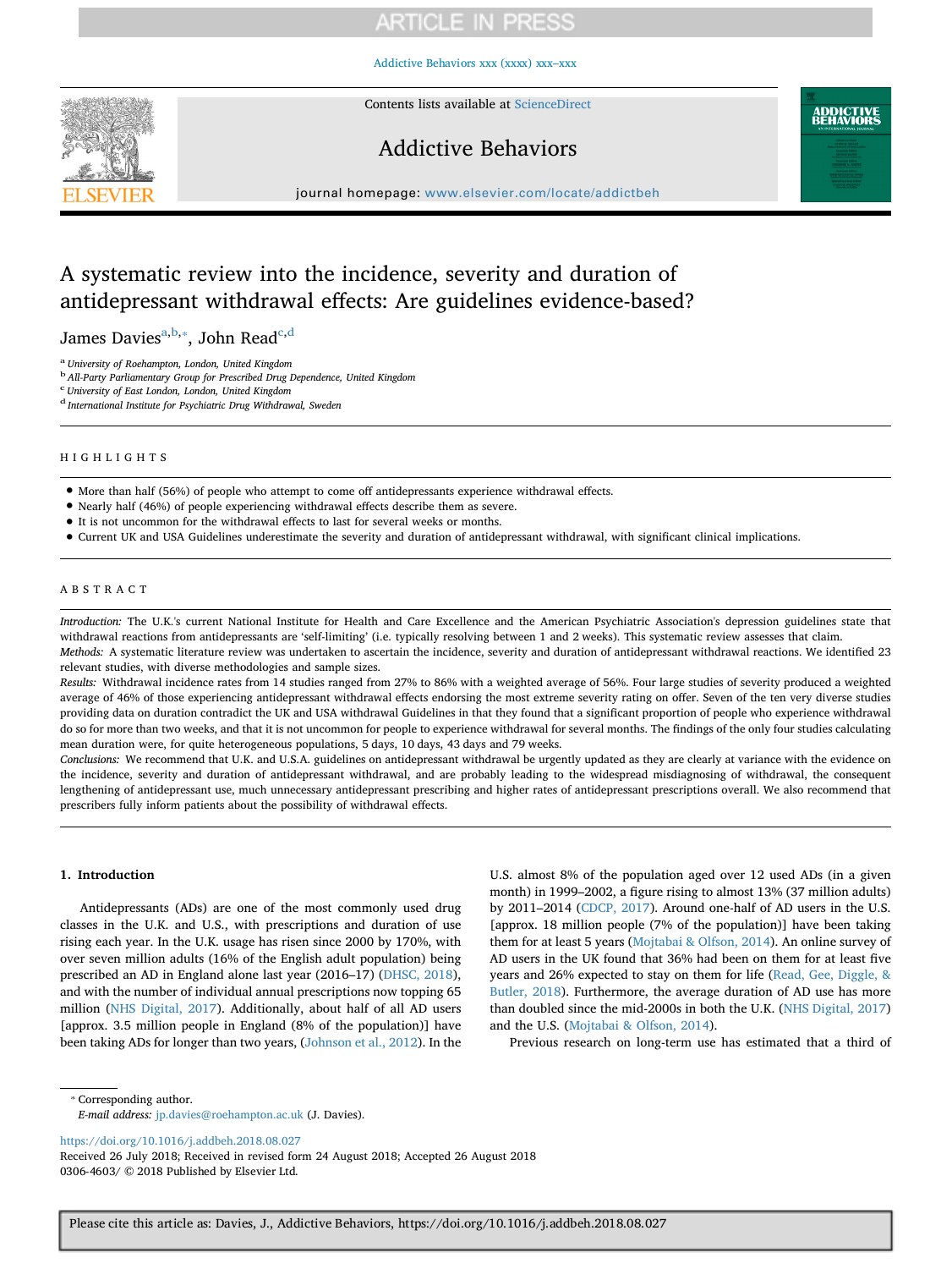# A systematic review into the incidence, severity and duration of antidepressant withdrawal effects: Are guidelines evidence-based?

James Davies[a,b,*], John Read[c,d]

[a] University of Roehampton, London, United Kingdom
[b] All-Party Parliamentary Group for Prescribed Drug Dependence, United Kingdom
[c] University of East London, London, United Kingdom
[d] International Institute for Psychiatric Drug Withdrawal, Sweden

## HIGHLIGHTS

- More than half (56%) of people who attempt to come off antidepressants experience withdrawal effects.
- Nearly half (46%) of people experiencing withdrawal effects describe them as severe.
- It is not uncommon for the withdrawal effects to last for several weeks or months.
- Current UK and USA Guidelines underestimate the severity and duration of antidepressant withdrawal, with significant clinical implications.

## ABSTRACT

*Introduction:* The U.K.'s current National Institute for Health and Care Excellence and the American Psychiatric Association's depression guidelines state that withdrawal reactions from antidepressants are 'self-limiting' (i.e. typically resolving between 1 and 2 weeks). This systematic review assesses that claim.

*Methods:* A systematic literature review was undertaken to ascertain the incidence, severity and duration of antidepressant withdrawal reactions. We identified 23 relevant studies, with diverse methodologies and sample sizes.

*Results:* Withdrawal incidence rates from 14 studies ranged from 27% to 86% with a weighted average of 56%. Four large studies of severity produced a weighted average of 46% of those experiencing antidepressant withdrawal effects endorsing the most extreme severity rating on offer. Seven of the ten very diverse studies providing data on duration contradict the UK and USA withdrawal Guidelines in that they found that a significant proportion of people who experience withdrawal do so for more than two weeks, and that it is not uncommon for people to experience withdrawal for several months. The findings of the only four studies calculating mean duration were, for quite heterogeneous populations, 5 days, 10 days, 43 days and 79 weeks.

*Conclusions:* We recommend that U.K. and U.S.A. guidelines on antidepressant withdrawal be urgently updated as they are clearly at variance with the evidence on the incidence, severity and duration of antidepressant withdrawal, and are probably leading to the widespread misdiagnosing of withdrawal, the consequent lengthening of antidepressant use, much unnecessary antidepressant prescribing and higher rates of antidepressant prescriptions overall. We also recommend that prescribers fully inform patients about the possibility of withdrawal effects.

## 1. Introduction

Antidepressants (ADs) are one of the most commonly used drug classes in the U.K. and U.S., with prescriptions and duration of use rising each year. In the U.K. usage has risen since 2000 by 170%, with over seven million adults (16% of the English adult population) being prescribed an AD in England alone last year (2016–17) (DHSC, 2018), and with the number of individual annual prescriptions now topping 65 million (NHS Digital, 2017). Additionally, about half of all AD users [approx. 3.5 million people in England (8% of the population)] have been taking ADs for longer than two years, (Johnson et al., 2012). In the U.S. almost 8% of the population aged over 12 used ADs (in a given month) in 1999–2002, a figure rising to almost 13% (37 million adults) by 2011–2014 (CDCP, 2017). Around one-half of AD users in the U.S. [approx. 18 million people (7% of the population)] have been taking them for at least 5 years (Mojtabai & Olfson, 2014). An online survey of AD users in the UK found that 36% had been on them for at least five years and 26% expected to stay on them for life (Read, Gee, Diggle, & Butler, 2018). Furthermore, the average duration of AD use has more than doubled since the mid-2000s in both the U.K. (NHS Digital, 2017) and the U.S. (Mojtabai & Olfson, 2014).

Previous research on long-term use has estimated that a third of

* Corresponding author.
*E-mail address:* jp.davies@roehampton.ac.uk (J. Davies).

https://doi.org/10.1016/j.addbeh.2018.08.027
Received 26 July 2018; Received in revised form 24 August 2018; Accepted 26 August 2018
0306-4603/ © 2018 Published by Elsevier Ltd.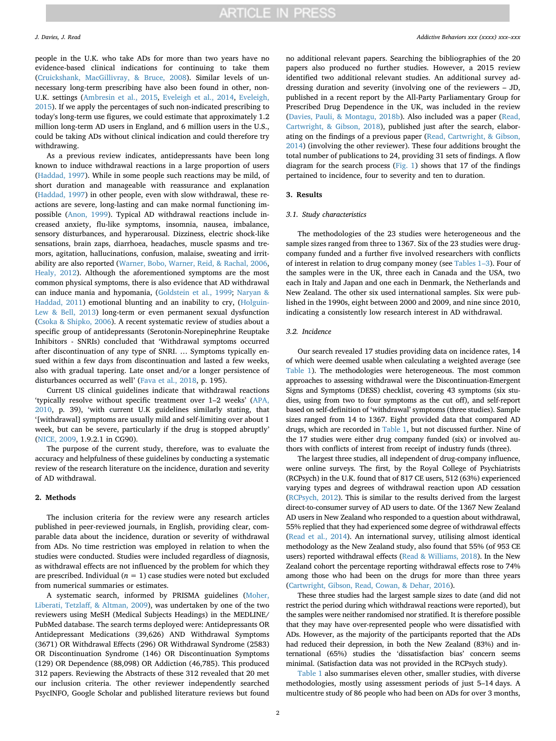people in the U.K. who take ADs for more than two years have no evidence-based clinical indications for continuing to take them (Cruickshank, MacGillivray, & Bruce, 2008). Similar levels of unnecessary long-term prescribing have also been found in other, non-U.K. settings (Ambresin et al., 2015, Eveleigh et al., 2014, Eveleigh, 2015). If we apply the percentages of such non-indicated prescribing to today's long-term use figures, we could estimate that approximately 1.2 million long-term AD users in England, and 6 million users in the U.S., could be taking ADs without clinical indication and could therefore try withdrawing.

As a previous review indicates, antidepressants have been long known to induce withdrawal reactions in a large proportion of users (Haddad, 1997). While in some people such reactions may be mild, of short duration and manageable with reassurance and explanation (Haddad, 1997) in other people, even with slow withdrawal, these reactions are severe, long-lasting and can make normal functioning impossible (Anon, 1999). Typical AD withdrawal reactions include increased anxiety, flu-like symptoms, insomnia, nausea, imbalance, sensory disturbances, and hyperarousal. Dizziness, electric shock-like sensations, brain zaps, diarrhoea, headaches, muscle spasms and tremors, agitation, hallucinations, confusion, malaise, sweating and irritability are also reported (Warner, Bobo, Warner, Reid, & Rachal, 2006, Healy, 2012). Although the aforementioned symptoms are the most common physical symptoms, there is also evidence that AD withdrawal can induce mania and hypomania, (Goldstein et al., 1999; Naryan & Haddad, 2011) emotional blunting and an inability to cry, (Holguin-Lew & Bell, 2013) long-term or even permanent sexual dysfunction (Csoka & Shipko, 2006). A recent systematic review of studies about a specific group of antidepressants (Serotonin-Norepinephrine Reuptake Inhibitors - SNRIs) concluded that 'Withdrawal symptoms occurred after discontinuation of any type of SNRI. … Symptoms typically ensued within a few days from discontinuation and lasted a few weeks, also with gradual tapering. Late onset and/or a longer persistence of disturbances occurred as well' (Fava et al., 2018, p. 195).

Current US clinical guidelines indicate that withdrawal reactions 'typically resolve without specific treatment over 1–2 weeks' (APA, 2010, p. 39), 'with current U.K guidelines similarly stating, that '[withdrawal] symptoms are usually mild and self-limiting over about 1 week, but can be severe, particularly if the drug is stopped abruptly' (NICE, 2009, 1.9.2.1 in CG90).

The purpose of the current study, therefore, was to evaluate the accuracy and helpfulness of these guidelines by conducting a systematic review of the research literature on the incidence, duration and severity of AD withdrawal.

## 2. Methods

The inclusion criteria for the review were any research articles published in peer-reviewed journals, in English, providing clear, comparable data about the incidence, duration or severity of withdrawal from ADs. No time restriction was employed in relation to when the studies were conducted. Studies were included regardless of diagnosis, as withdrawal effects are not influenced by the problem for which they are prescribed. Individual ($n = 1$) case studies were noted but excluded from numerical summaries or estimates.

A systematic search, informed by PRISMA guidelines (Moher, Liberati, Tetzlaff, & Altman, 2009), was undertaken by one of the two reviewers using MeSH (Medical Subjects Headings) in the MEDLINE/PubMed database. The search terms deployed were: Antidepressants OR Antidepressant Medications (39,626) AND Withdrawal Symptoms (3671) OR Withdrawal Effects (296) OR Withdrawal Syndrome (2583) OR Discontinuation Syndrome (146) OR Discontinuation Symptoms (129) OR Dependence (88,098) OR Addiction (46,785). This produced 312 papers. Reviewing the Abstracts of these 312 revealed that 20 met our inclusion criteria. The other reviewer independently searched PsycINFO, Google Scholar and published literature reviews but found no additional relevant papers. Searching the bibliographies of the 20 papers also produced no further studies. However, a 2015 review identified two additional relevant studies. An additional survey addressing duration and severity (involving one of the reviewers – JD, published in a recent report by the All-Party Parliamentary Group for Prescribed Drug Dependence in the UK, was included in the review (Davies, Pauli, & Montagu, 2018b). Also included was a paper (Read, Cartwright, & Gibson, 2018), published just after the search, elaborating on the findings of a previous paper (Read, Cartwright, & Gibson, 2014) (involving the other reviewer). These four additions brought the total number of publications to 24, providing 31 sets of findings. A flow diagram for the search process (Fig. 1) shows that 17 of the findings pertained to incidence, four to severity and ten to duration.

## 3. Results

### 3.1. Study characteristics

The methodologies of the 23 studies were heterogeneous and the sample sizes ranged from three to 1367. Six of the 23 studies were drug-company funded and a further five involved researchers with conflicts of interest in relation to drug company money (see Tables 1–3). Four of the samples were in the UK, three each in Canada and the USA, two each in Italy and Japan and one each in Denmark, the Netherlands and New Zealand. The other six used international samples. Six were published in the 1990s, eight between 2000 and 2009, and nine since 2010, indicating a consistently low research interest in AD withdrawal.

### 3.2. Incidence

Our search revealed 17 studies providing data on incidence rates, 14 of which were deemed usable when calculating a weighted average (see Table 1). The methodologies were heterogeneous. The most common approaches to assessing withdrawal were the Discontinuation-Emergent Signs and Symptoms (DESS) checklist, covering 43 symptoms (six studies, using from two to four symptoms as the cut off), and self-report based on self-definition of 'withdrawal' symptoms (three studies). Sample sizes ranged from 14 to 1367. Eight provided data that compared AD drugs, which are recorded in Table 1, but not discussed further. Nine of the 17 studies were either drug company funded (six) or involved authors with conflicts of interest from receipt of industry funds (three).

The largest three studies, all independent of drug-company influence, were online surveys. The first, by the Royal College of Psychiatrists (RCPsych) in the U.K. found that of 817 CE users, 512 (63%) experienced varying types and degrees of withdrawal reaction upon AD cessation (RCPsych, 2012). This is similar to the results derived from the largest direct-to-consumer survey of AD users to date. Of the 1367 New Zealand AD users in New Zealand who responded to a question about withdrawal, 55% replied that they had experienced some degree of withdrawal effects (Read et al., 2014). An international survey, utilising almost identical methodology as the New Zealand study, also found that 55% (of 953 CE users) reported withdrawal effects (Read & Williams, 2018). In the New Zealand cohort the percentage reporting withdrawal effects rose to 74% among those who had been on the drugs for more than three years (Cartwright, Gibson, Read, Cowan, & Dehar, 2016).

These three studies had the largest sample sizes to date (and did not restrict the period during which withdrawal reactions were reported), but the samples were neither randomised nor stratified. It is therefore possible that they may have over-represented people who were dissatisfied with ADs. However, as the majority of the participants reported that the ADs had reduced their depression, in both the New Zealand (83%) and international (65%) studies the 'dissatisfaction bias' concern seems minimal. (Satisfaction data was not provided in the RCPsych study).

Table 1 also summarises eleven other, smaller studies, with diverse methodologies, mostly using assessment periods of just 5–14 days. A multicentre study of 86 people who had been on ADs for over 3 months,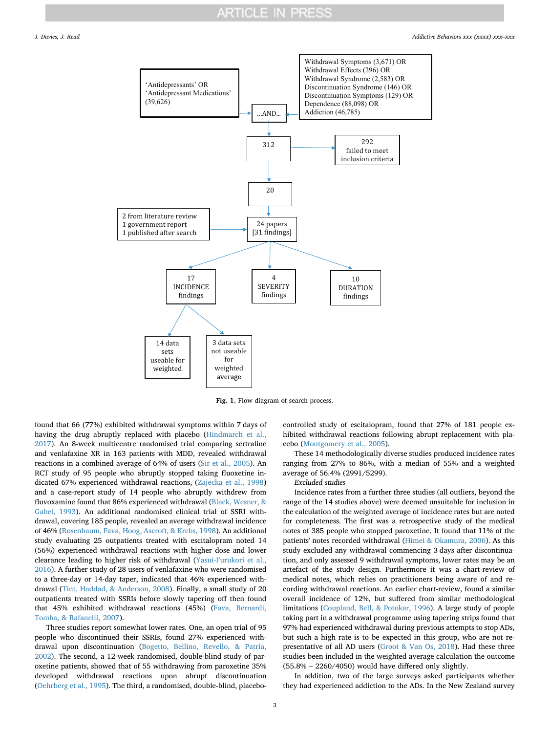'Antidepressants' OR 'Antidepressant Medications' (39,626)

Withdrawal Symptoms (3,671) OR
Withdrawal Effects (296) OR
Withdrawal Syndrome (2,583) OR
Discontinuation Syndrome (146) OR
Discontinuation Symptoms (129) OR
Dependence (88,098) OR
Addiction (46,785)

...AND...

312

292 failed to meet inclusion criteria

20

2 from literature review
1 government report
1 published after search

24 papers [31 findings]

17 INCIDENCE findings

4 SEVERITY findings

10 DURATION findings

14 data sets useable for weighted

3 data sets not useable for weighted average

**Fig. 1.** Flow diagram of search process.

found that 66 (77%) exhibited withdrawal symptoms within 7 days of having the drug abruptly replaced with placebo (Hindmarch et al., 2017). An 8-week multicentre randomised trial comparing sertraline and venlafaxine XR in 163 patients with MDD, revealed withdrawal reactions in a combined average of 64% of users (Sir et al., 2005). An RCT study of 95 people who abruptly stopped taking fluoxetine indicated 67% experienced withdrawal reactions, (Zajecka et al., 1998) and a case-report study of 14 people who abruptly withdrew from fluvoxamine found that 86% experienced withdrawal (Black, Wesner, & Gabel, 1993). An additional randomised clinical trial of SSRI withdrawal, covering 185 people, revealed an average withdrawal incidence of 46% (Rosenbaum, Fava, Hoog, Ascroft, & Krebs, 1998). An additional study evaluating 25 outpatients treated with escitalopram noted 14 (56%) experienced withdrawal reactions with higher dose and lower clearance leading to higher risk of withdrawal (Yasui-Furukori et al., 2016). A further study of 28 users of venlafaxine who were randomised to a three-day or 14-day taper, indicated that 46% experienced withdrawal (Tint, Haddad, & Anderson, 2008). Finally, a small study of 20 outpatients treated with SSRIs before slowly tapering off then found that 45% exhibited withdrawal reactions (45%) (Fava, Bernardi, Tomba, & Rafanelli, 2007).

Three studies report somewhat lower rates. One, an open trial of 95 people who discontinued their SSRIs, found 27% experienced withdrawal upon discontinuation (Bogetto, Bellino, Revello, & Patria, 2002). The second, a 12-week randomised, double-blind study of paroxetine patients, showed that of 55 withdrawing from paroxetine 35% developed withdrawal reactions upon abrupt discontinuation (Oehrberg et al., 1995). The third, a randomised, double-blind, placebo-controlled study of escitalopram, found that 27% of 181 people exhibited withdrawal reactions following abrupt replacement with placebo (Montgomery et al., 2005).

These 14 methodologically diverse studies produced incidence rates ranging from 27% to 86%, with a median of 55% and a weighted average of 56.4% (2991/5299).

*Excluded studies*

Incidence rates from a further three studies (all outliers, beyond the range of the 14 studies above) were deemed unsuitable for inclusion in the calculation of the weighted average of incidence rates but are noted for completeness. The first was a retrospective study of the medical notes of 385 people who stopped paroxetine. It found that 11% of the patients' notes recorded withdrawal (Himei & Okamura, 2006). As this study excluded any withdrawal commencing 3 days after discontinuation, and only assessed 9 withdrawal symptoms, lower rates may be an artefact of the study design. Furthermore it was a chart-review of medical notes, which relies on practitioners being aware of and recording withdrawal reactions. An earlier chart-review, found a similar overall incidence of 12%, but suffered from similar methodological limitations (Coupland, Bell, & Potokar, 1996). A large study of people taking part in a withdrawal programme using tapering strips found that 97% had experienced withdrawal during previous attempts to stop ADs, but such a high rate is to be expected in this group, who are not representative of all AD users (Groot & Van Os, 2018). Had these three studies been included in the weighted average calculation the outcome (55.8% – 2260/4050) would have differed only slightly.

In addition, two of the large surveys asked participants whether they had experienced addiction to the ADs. In the New Zealand survey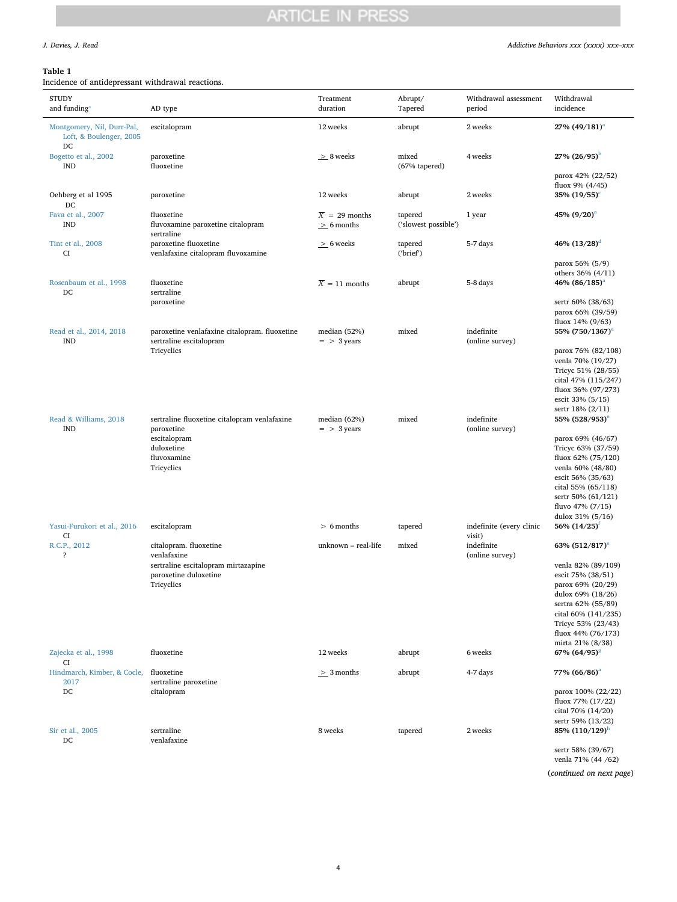**Table 1**
Incidence of antidepressant withdrawal reactions.

| STUDY and funding[*] | AD type | Treatment duration | Abrupt/ Tapered | Withdrawal assessment period | Withdrawal incidence |
|---|---|---|---|---|---|
| Montgomery, Nil, Durr-Pal, Loft, & Boulenger, 2005 DC | escitalopram | 12 weeks | abrupt | 2 weeks | **27% (49/181)**[a] |
| Bogetto et al., 2002 IND | paroxetine fluoxetine | $\geq$ 8 weeks | mixed (67% tapered) | 4 weeks | **27% (26/95)**[b] parox 42% (22/52) fluox 9% (4/45) |
| Oehberg et al 1995 DC | paroxetine | 12 weeks | abrupt | 2 weeks | **35% (19/55)**[c] |
| Fava et al., 2007 IND | fluoxetine fluvoxamine paroxetine citalopram sertraline | $\bar{X}$ = 29 months $\geq$ 6 months | tapered ('slowest possible') | 1 year | **45% (9/20)**[a] |
| Tint et al., 2008 CI | paroxetine fluoxetine venlafaxine citalopram fluvoxamine | $\geq$ 6 weeks | tapered ('brief') | 5-7 days | **46% (13/28)**[d] parox 56% (5/9) others 36% (4/11) |
| Rosenbaum et al., 1998 DC | fluoxetine sertraline paroxetine | $\bar{X}$ = 11 months | abrupt | 5-8 days | **46% (86/185)**[a] sertr 60% (38/63) parox 66% (39/59) fluox 14% (9/63) |
| Read et al., 2014, 2018 IND | paroxetine venlafaxine citalopram. fluoxetine sertraline escitalopram Tricyclics | median (52%) = > 3 years | mixed | indefinite (online survey) | **55% (750/1367)**[e] parox 76% (82/108) venla 70% (19/27) Tricyc 51% (28/55) cital 47% (115/247) fluox 36% (97/273) escit 33% (5/15) sertr 18% (2/11) |
| Read & Williams, 2018 IND | sertraline fluoxetine citalopram venlafaxine paroxetine escitalopram duloxetine fluvoxamine Tricyclics | median (62%) = > 3 years | mixed | indefinite (online survey) | **55% (528/953)**[e] parox 69% (46/67) Tricyc 63% (37/59) fluox 62% (75/120) venla 60% (48/80) escit 56% (35/63) cital 55% (65/118) sertr 50% (61/121) fluvo 47% (7/15) dulox 31% (5/16) |
| Yasui-Furukori et al., 2016 CI | escitalopram | > 6 months | tapered | indefinite (every clinic visit) | **56% (14/25)**[f] |
| R.C.P., 2012 ? | citalopram. fluoxetine venlafaxine sertraline escitalopram mirtazapine paroxetine duloxetine Tricyclics | unknown – real-life | mixed | indefinite (online survey) | **63% (512/817)**[e] venla 82% (89/109) escit 75% (38/51) parox 69% (20/29) dulox 69% (18/26) sertra 62% (55/89) cital 60% (141/235) Tricyc 53% (23/43) fluox 44% (76/173) mirta 21% (8/38) |
| Zajecka et al., 1998 CI | fluoxetine | 12 weeks | abrupt | 6 weeks | **67% (64/95)**[g] |
| Hindmarch, Kimber, & Cocle, 2017 DC | fluoxetine sertraline paroxetine citalopram | $\geq$ 3 months | abrupt | 4-7 days | **77% (66/86)**[a] parox 100% (22/22) fluox 77% (17/22) cital 70% (14/20) sertr 59% (13/22) |
| Sir et al., 2005 DC | sertraline venlafaxine | 8 weeks | tapered | 2 weeks | **85% (110/129)**[h] sertr 58% (39/67) venla 71% (44 /62) |

(*continued on next page*)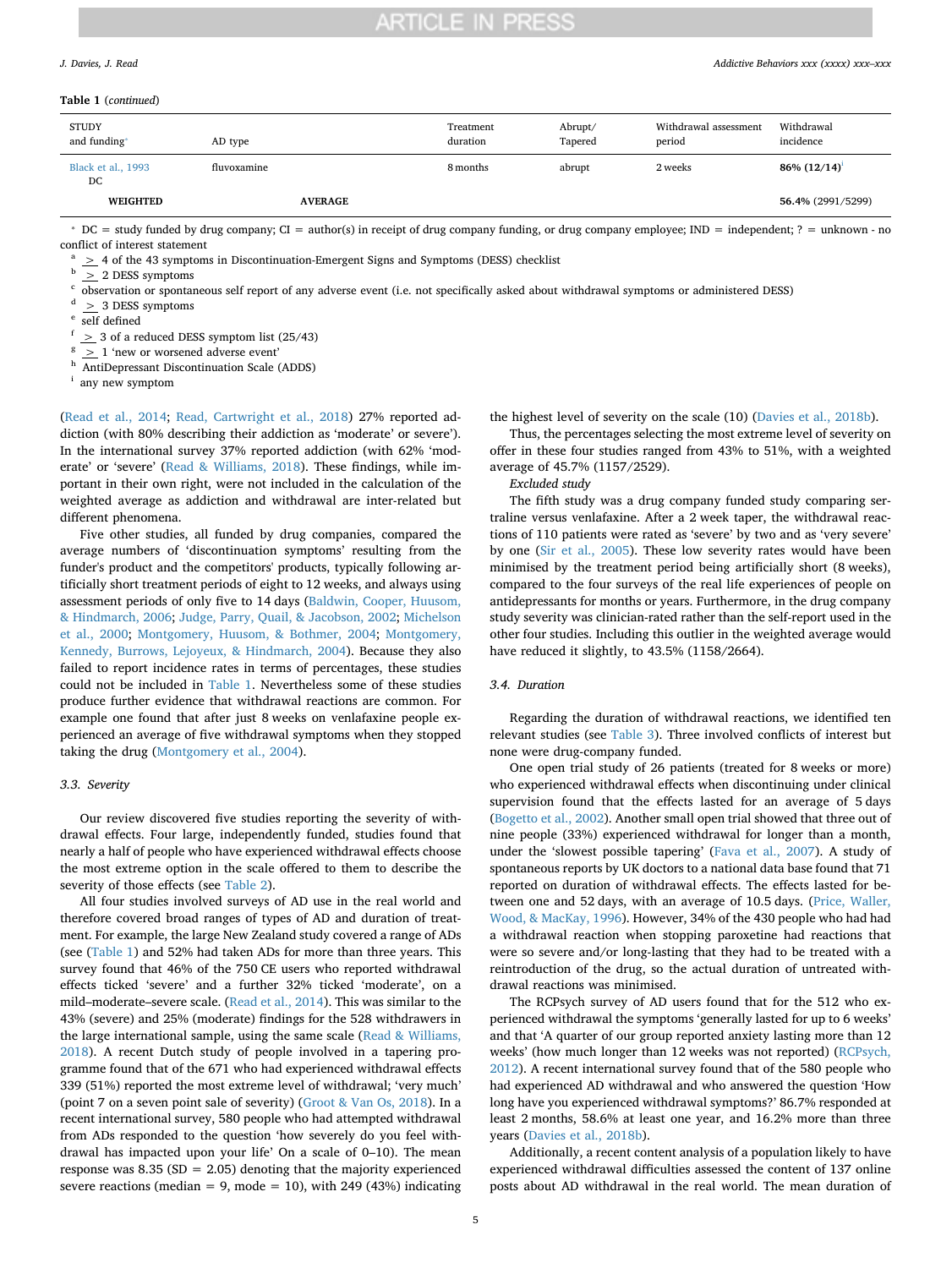**Table 1** (*continued*)

| STUDY and funding* | AD type | Treatment duration | Abrupt/ Tapered | Withdrawal assessment period | Withdrawal incidence |
|---|---|---|---|---|---|
| Black et al., 1993 DC | fluvoxamine | 8 months | abrupt | 2 weeks | **86% (12/14)**[i] |
| **WEIGHTED** | **AVERAGE** | | | | **56.4%** (2991/5299) |

\* DC = study funded by drug company; CI = author(s) in receipt of drug company funding, or drug company employee; IND = independent; ? = unknown - no conflict of interest statement

[a] ≥ 4 of the 43 symptoms in Discontinuation-Emergent Signs and Symptoms (DESS) checklist
[b] ≥ 2 DESS symptoms
[c] observation or spontaneous self report of any adverse event (i.e. not specifically asked about withdrawal symptoms or administered DESS)
[d] ≥ 3 DESS symptoms
[e] self defined
[f] ≥ 3 of a reduced DESS symptom list (25/43)
[g] ≥ 1 'new or worsened adverse event'
[h] AntiDepressant Discontinuation Scale (ADDS)
[i] any new symptom

(Read et al., 2014; Read, Cartwright et al., 2018) 27% reported addiction (with 80% describing their addiction as 'moderate' or severe'). In the international survey 37% reported addiction (with 62% 'moderate' or 'severe' (Read & Williams, 2018). These findings, while important in their own right, were not included in the calculation of the weighted average as addiction and withdrawal are inter-related but different phenomena.

Five other studies, all funded by drug companies, compared the average numbers of 'discontinuation symptoms' resulting from the funder's product and the competitors' products, typically following artificially short treatment periods of eight to 12 weeks, and always using assessment periods of only five to 14 days (Baldwin, Cooper, Huusom, & Hindmarch, 2006; Judge, Parry, Quail, & Jacobson, 2002; Michelson et al., 2000; Montgomery, Huusom, & Bothmer, 2004; Montgomery, Kennedy, Burrows, Lejoyeux, & Hindmarch, 2004). Because they also failed to report incidence rates in terms of percentages, these studies could not be included in Table 1. Nevertheless some of these studies produce further evidence that withdrawal reactions are common. For example one found that after just 8 weeks on venlafaxine people experienced an average of five withdrawal symptoms when they stopped taking the drug (Montgomery et al., 2004).

### 3.3. Severity

Our review discovered five studies reporting the severity of withdrawal effects. Four large, independently funded, studies found that nearly a half of people who have experienced withdrawal effects choose the most extreme option in the scale offered to them to describe the severity of those effects (see Table 2).

All four studies involved surveys of AD use in the real world and therefore covered broad ranges of types of AD and duration of treatment. For example, the large New Zealand study covered a range of ADs (see (Table 1) and 52% had taken ADs for more than three years. This survey found that 46% of the 750 CE users who reported withdrawal effects ticked 'severe' and a further 32% ticked 'moderate', on a mild–moderate–severe scale. (Read et al., 2014). This was similar to the 43% (severe) and 25% (moderate) findings for the 528 withdrawers in the large international sample, using the same scale (Read & Williams, 2018). A recent Dutch study of people involved in a tapering programme found that of the 671 who had experienced withdrawal effects 339 (51%) reported the most extreme level of withdrawal; 'very much' (point 7 on a seven point sale of severity) (Groot & Van Os, 2018). In a recent international survey, 580 people who had attempted withdrawal from ADs responded to the question 'how severely do you feel withdrawal has impacted upon your life' On a scale of 0–10). The mean response was 8.35 (SD = 2.05) denoting that the majority experienced severe reactions (median = 9, mode = 10), with 249 (43%) indicating the highest level of severity on the scale (10) (Davies et al., 2018b).

Thus, the percentages selecting the most extreme level of severity on offer in these four studies ranged from 43% to 51%, with a weighted average of 45.7% (1157/2529).

*Excluded study*

The fifth study was a drug company funded study comparing sertraline versus venlafaxine. After a 2 week taper, the withdrawal reactions of 110 patients were rated as 'severe' by two and as 'very severe' by one (Sir et al., 2005). These low severity rates would have been minimised by the treatment period being artificially short (8 weeks), compared to the four surveys of the real life experiences of people on antidepressants for months or years. Furthermore, in the drug company study severity was clinician-rated rather than the self-report used in the other four studies. Including this outlier in the weighted average would have reduced it slightly, to 43.5% (1158/2664).

### 3.4. Duration

Regarding the duration of withdrawal reactions, we identified ten relevant studies (see Table 3). Three involved conflicts of interest but none were drug-company funded.

One open trial study of 26 patients (treated for 8 weeks or more) who experienced withdrawal effects when discontinuing under clinical supervision found that the effects lasted for an average of 5 days (Bogetto et al., 2002). Another small open trial showed that three out of nine people (33%) experienced withdrawal for longer than a month, under the 'slowest possible tapering' (Fava et al., 2007). A study of spontaneous reports by UK doctors to a national data base found that 71 reported on duration of withdrawal effects. The effects lasted for between one and 52 days, with an average of 10.5 days. (Price, Waller, Wood, & MacKay, 1996). However, 34% of the 430 people who had had a withdrawal reaction when stopping paroxetine had reactions that were so severe and/or long-lasting that they had to be treated with a reintroduction of the drug, so the actual duration of untreated withdrawal reactions was minimised.

The RCPsych survey of AD users found that for the 512 who experienced withdrawal the symptoms 'generally lasted for up to 6 weeks' and that 'A quarter of our group reported anxiety lasting more than 12 weeks' (how much longer than 12 weeks was not reported) (RCPsych, 2012). A recent international survey found that of the 580 people who had experienced AD withdrawal and who answered the question 'How long have you experienced withdrawal symptoms?' 86.7% responded at least 2 months, 58.6% at least one year, and 16.2% more than three years (Davies et al., 2018b).

Additionally, a recent content analysis of a population likely to have experienced withdrawal difficulties assessed the content of 137 online posts about AD withdrawal in the real world. The mean duration of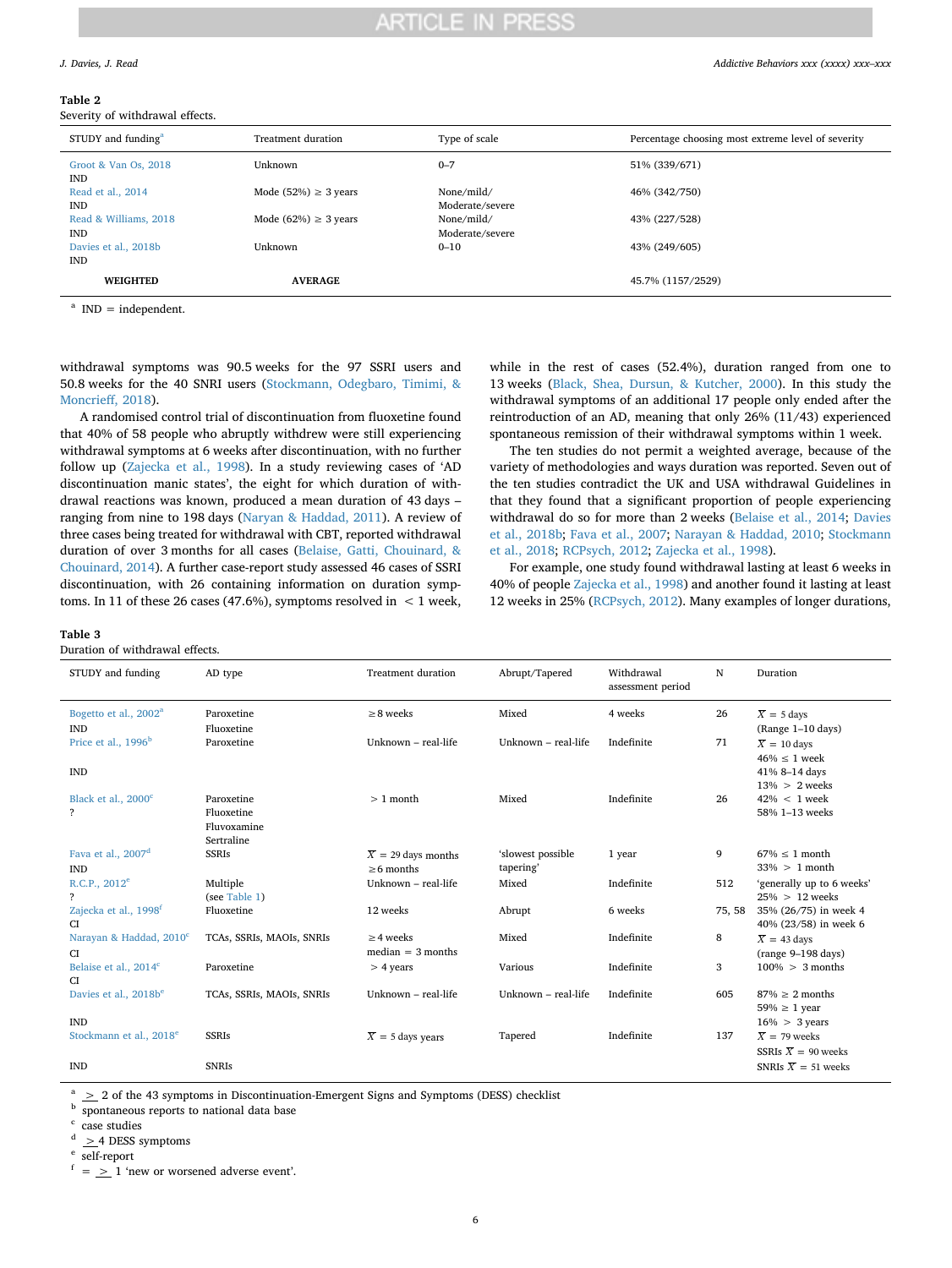**Table 2**
Severity of withdrawal effects.

| STUDY and funding[a] | Treatment duration | Type of scale | Percentage choosing most extreme level of severity |
|---|---|---|---|
| Groot & Van Os, 2018 IND | Unknown | 0–7 | 51% (339/671) |
| Read et al., 2014 IND | Mode (52%) ≥ 3 years | None/mild/ Moderate/severe | 46% (342/750) |
| Read & Williams, 2018 IND | Mode (62%) ≥ 3 years | None/mild/ Moderate/severe | 43% (227/528) |
| Davies et al., 2018b IND | Unknown | 0–10 | 43% (249/605) |
| **WEIGHTED** | **AVERAGE** | | 45.7% (1157/2529) |

[a] IND = independent.

withdrawal symptoms was 90.5 weeks for the 97 SSRI users and 50.8 weeks for the 40 SNRI users (Stockmann, Odegbaro, Timimi, & Moncrieff, 2018).

A randomised control trial of discontinuation from fluoxetine found that 40% of 58 people who abruptly withdrew were still experiencing withdrawal symptoms at 6 weeks after discontinuation, with no further follow up (Zajecka et al., 1998). In a study reviewing cases of 'AD discontinuation manic states', the eight for which duration of withdrawal reactions was reported, produced a mean duration of 43 days – ranging from nine to 198 days (Naryan & Haddad, 2011). A review of three cases being treated for withdrawal with CBT, reported withdrawal duration of over 3 months for all cases (Belaise, Gatti, Chouinard, & Chouinard, 2014). A further case-report study assessed 46 cases of SSRI discontinuation, with 26 containing information on duration symptoms. In 11 of these 26 cases (47.6%), symptoms resolved in < 1 week, while in the rest of cases (52.4%), duration ranged from one to 13 weeks (Black, Shea, Dursun, & Kutcher, 2000). In this study the withdrawal symptoms of an additional 17 people only ended after the reintroduction of an AD, meaning that only 26% (11/43) experienced spontaneous remission of their withdrawal symptoms within 1 week.

The ten studies do not permit a weighted average, because of the variety of methodologies and ways duration was reported. Seven out of the ten studies contradict the UK and USA withdrawal Guidelines in that they found that a significant proportion of people experiencing withdrawal do so for more than 2 weeks (Belaise et al., 2014; Davies et al., 2018b; Fava et al., 2007; Narayan & Haddad, 2010; Stockmann et al., 2018; RCPsych, 2012; Zajecka et al., 1998).

For example, one study found withdrawal lasting at least 6 weeks in 40% of people Zajecka et al., 1998) and another found it lasting at least 12 weeks in 25% (RCPsych, 2012). Many examples of longer durations,

**Table 3**
Duration of withdrawal effects.

| STUDY and funding | AD type | Treatment duration | Abrupt/Tapered | Withdrawal assessment period | N | Duration |
|---|---|---|---|---|---|---|
| Bogetto et al., 2002[a] IND | Paroxetine Fluoxetine | ≥8 weeks | Mixed | 4 weeks | 26 | $\bar{X}$ = 5 days (Range 1–10 days) |
| Price et al., 1996[b] IND | Paroxetine | Unknown – real-life | Unknown – real-life | Indefinite | 71 | $\bar{X}$ = 10 days 46% ≤ 1 week 41% 8–14 days 13% > 2 weeks |
| Black et al., 2000[c] ? | Paroxetine Fluoxetine Fluvoxamine Sertraline | > 1 month | Mixed | Indefinite | 26 | 42% < 1 week 58% 1–13 weeks |
| Fava et al., 2007[d] IND | SSRIs | $\bar{X}$ = 29 days months ≥6 months | 'slowest possible tapering' | 1 year | 9 | 67% ≤ 1 month 33% > 1 month |
| R.C.P., 2012[e] ? | Multiple (see Table 1) | Unknown – real-life | Mixed | Indefinite | 512 | 'generally up to 6 weeks' 25% > 12 weeks |
| Zajecka et al., 1998[f] CI | Fluoxetine | 12 weeks | Abrupt | 6 weeks | 75, 58 | 35% (26/75) in week 4 40% (23/58) in week 6 |
| Narayan & Haddad, 2010[c] CI | TCAs, SSRIs, MAOIs, SNRIs | ≥4 weeks median = 3 months | Mixed | Indefinite | 8 | $\bar{X}$ = 43 days (range 9–198 days) |
| Belaise et al., 2014[c] CI | Paroxetine | > 4 years | Various | Indefinite | 3 | 100% > 3 months |
| Davies et al., 2018b[e] IND | TCAs, SSRIs, MAOIs, SNRIs | Unknown – real-life | Unknown – real-life | Indefinite | 605 | 87% ≥ 2 months 59% ≥ 1 year 16% > 3 years |
| Stockmann et al., 2018[e] IND | SSRIs SNRIs | $\bar{X}$ = 5 days years | Tapered | Indefinite | 137 | $\bar{X}$ = 79 weeks SSRIs $\bar{X}$ = 90 weeks SNRIs $\bar{X}$ = 51 weeks |

[a] ≥ 2 of the 43 symptoms in Discontinuation-Emergent Signs and Symptoms (DESS) checklist
[b] spontaneous reports to national data base
[c] case studies
[d] ≥ 4 DESS symptoms
[e] self-report
[f] = ≥ 1 'new or worsened adverse event'.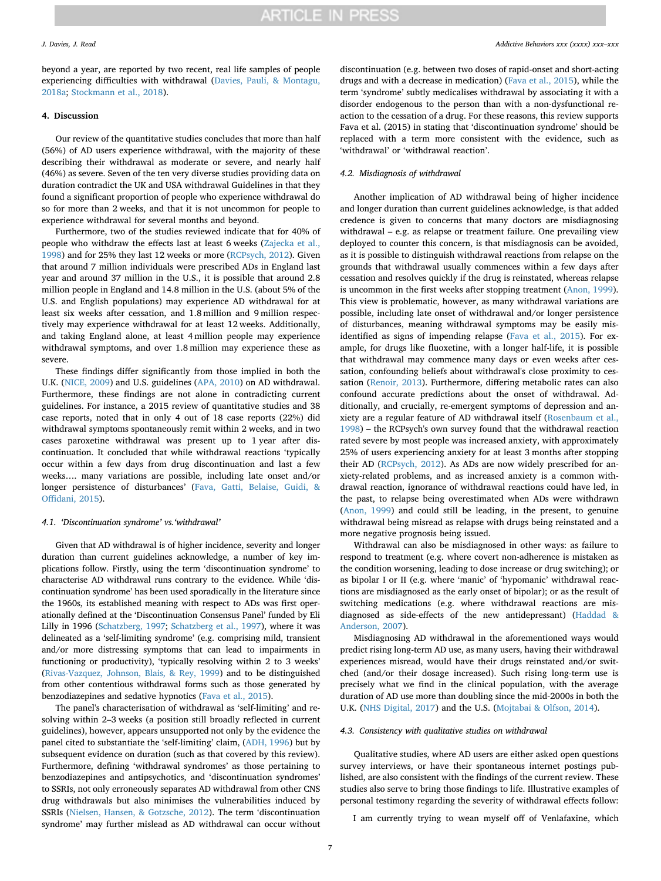beyond a year, are reported by two recent, real life samples of people experiencing difficulties with withdrawal (Davies, Pauli, & Montagu, 2018a; Stockmann et al., 2018).

## 4. Discussion

Our review of the quantitative studies concludes that more than half (56%) of AD users experience withdrawal, with the majority of these describing their withdrawal as moderate or severe, and nearly half (46%) as severe. Seven of the ten very diverse studies providing data on duration contradict the UK and USA withdrawal Guidelines in that they found a significant proportion of people who experience withdrawal do so for more than 2 weeks, and that it is not uncommon for people to experience withdrawal for several months and beyond.

Furthermore, two of the studies reviewed indicate that for 40% of people who withdraw the effects last at least 6 weeks (Zajecka et al., 1998) and for 25% they last 12 weeks or more (RCPsych, 2012). Given that around 7 million individuals were prescribed ADs in England last year and around 37 million in the U.S., it is possible that around 2.8 million people in England and 14.8 million in the U.S. (about 5% of the U.S. and English populations) may experience AD withdrawal for at least six weeks after cessation, and 1.8 million and 9 million respectively may experience withdrawal for at least 12 weeks. Additionally, and taking England alone, at least 4 million people may experience withdrawal symptoms, and over 1.8 million may experience these as severe.

These findings differ significantly from those implied in both the U.K. (NICE, 2009) and U.S. guidelines (APA, 2010) on AD withdrawal. Furthermore, these findings are not alone in contradicting current guidelines. For instance, a 2015 review of quantitative studies and 38 case reports, noted that in only 4 out of 18 case reports (22%) did withdrawal symptoms spontaneously remit within 2 weeks, and in two cases paroxetine withdrawal was present up to 1 year after discontinuation. It concluded that while withdrawal reactions 'typically occur within a few days from drug discontinuation and last a few weeks…. many variations are possible, including late onset and/or longer persistence of disturbances' (Fava, Gatti, Belaise, Guidi, & Offidani, 2015).

### 4.1. 'Discontinuation syndrome' vs.'withdrawal'

Given that AD withdrawal is of higher incidence, severity and longer duration than current guidelines acknowledge, a number of key implications follow. Firstly, using the term 'discontinuation syndrome' to characterise AD withdrawal runs contrary to the evidence. While 'discontinuation syndrome' has been used sporadically in the literature since the 1960s, its established meaning with respect to ADs was first operationally defined at the 'Discontinuation Consensus Panel' funded by Eli Lilly in 1996 (Schatzberg, 1997; Schatzberg et al., 1997), where it was delineated as a 'self-limiting syndrome' (e.g. comprising mild, transient and/or more distressing symptoms that can lead to impairments in functioning or productivity), 'typically resolving within 2 to 3 weeks' (Rivas-Vazquez, Johnson, Blais, & Rey, 1999) and to be distinguished from other contentious withdrawal forms such as those generated by benzodiazepines and sedative hypnotics (Fava et al., 2015).

The panel's characterisation of withdrawal as 'self-limiting' and resolving within 2–3 weeks (a position still broadly reflected in current guidelines), however, appears unsupported not only by the evidence the panel cited to substantiate the 'self-limiting' claim, (ADH, 1996) but by subsequent evidence on duration (such as that covered by this review). Furthermore, defining 'withdrawal syndromes' as those pertaining to benzodiazepines and antipsychotics, and 'discontinuation syndromes' to SSRIs, not only erroneously separates AD withdrawal from other CNS drug withdrawals but also minimises the vulnerabilities induced by SSRIs (Nielsen, Hansen, & Gotzsche, 2012). The term 'discontinuation syndrome' may further mislead as AD withdrawal can occur without discontinuation (e.g. between two doses of rapid-onset and short-acting drugs and with a decrease in medication) (Fava et al., 2015), while the term 'syndrome' subtly medicalises withdrawal by associating it with a disorder endogenous to the person than with a non-dysfunctional reaction to the cessation of a drug. For these reasons, this review supports Fava et al. (2015) in stating that 'discontinuation syndrome' should be replaced with a term more consistent with the evidence, such as 'withdrawal' or 'withdrawal reaction'.

### 4.2. Misdiagnosis of withdrawal

Another implication of AD withdrawal being of higher incidence and longer duration than current guidelines acknowledge, is that added credence is given to concerns that many doctors are misdiagnosing withdrawal – e.g. as relapse or treatment failure. One prevailing view deployed to counter this concern, is that misdiagnosis can be avoided, as it is possible to distinguish withdrawal reactions from relapse on the grounds that withdrawal usually commences within a few days after cessation and resolves quickly if the drug is reinstated, whereas relapse is uncommon in the first weeks after stopping treatment (Anon, 1999). This view is problematic, however, as many withdrawal variations are possible, including late onset of withdrawal and/or longer persistence of disturbances, meaning withdrawal symptoms may be easily misidentified as signs of impending relapse (Fava et al., 2015). For example, for drugs like fluoxetine, with a longer half-life, it is possible that withdrawal may commence many days or even weeks after cessation, confounding beliefs about withdrawal's close proximity to cessation (Renoir, 2013). Furthermore, differing metabolic rates can also confound accurate predictions about the onset of withdrawal. Additionally, and crucially, re-emergent symptoms of depression and anxiety are a regular feature of AD withdrawal itself (Rosenbaum et al., 1998) – the RCPsych's own survey found that the withdrawal reaction rated severe by most people was increased anxiety, with approximately 25% of users experiencing anxiety for at least 3 months after stopping their AD (RCPsych, 2012). As ADs are now widely prescribed for anxiety-related problems, and as increased anxiety is a common withdrawal reaction, ignorance of withdrawal reactions could have led, in the past, to relapse being overestimated when ADs were withdrawn (Anon, 1999) and could still be leading, in the present, to genuine withdrawal being misread as relapse with drugs being reinstated and a more negative prognosis being issued.

Withdrawal can also be misdiagnosed in other ways: as failure to respond to treatment (e.g. where covert non-adherence is mistaken as the condition worsening, leading to dose increase or drug switching); or as bipolar I or II (e.g. where 'manic' of 'hypomanic' withdrawal reactions are misdiagnosed as the early onset of bipolar); or as the result of switching medications (e.g. where withdrawal reactions are misdiagnosed as side-effects of the new antidepressant) (Haddad & Anderson, 2007).

Misdiagnosing AD withdrawal in the aforementioned ways would predict rising long-term AD use, as many users, having their withdrawal experiences misread, would have their drugs reinstated and/or switched (and/or their dosage increased). Such rising long-term use is precisely what we find in the clinical population, with the average duration of AD use more than doubling since the mid-2000s in both the U.K. (NHS Digital, 2017) and the U.S. (Mojtabai & Olfson, 2014).

### 4.3. Consistency with qualitative studies on withdrawal

Qualitative studies, where AD users are either asked open questions survey interviews, or have their spontaneous internet postings published, are also consistent with the findings of the current review. These studies also serve to bring those findings to life. Illustrative examples of personal testimony regarding the severity of withdrawal effects follow:

> I am currently trying to wean myself off of Venlafaxine, which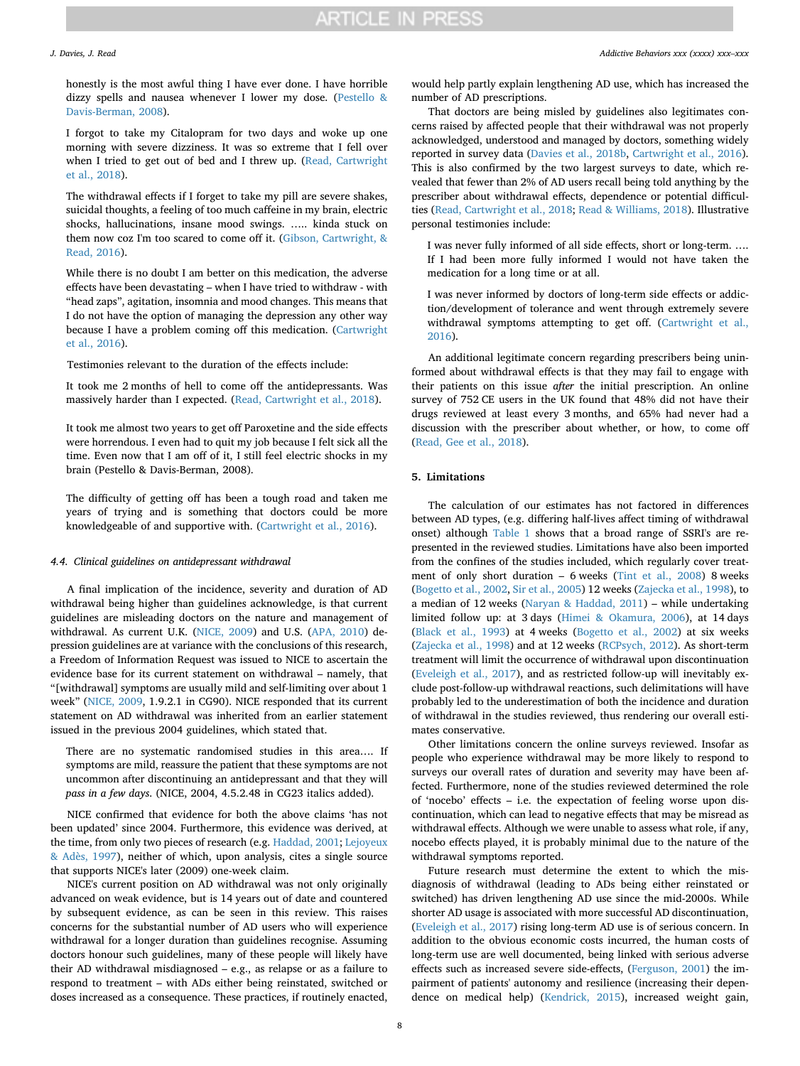honestly is the most awful thing I have ever done. I have horrible dizzy spells and nausea whenever I lower my dose. (Pestello & Davis-Berman, 2008).

> I forgot to take my Citalopram for two days and woke up one morning with severe dizziness. It was so extreme that I fell over when I tried to get out of bed and I threw up. (Read, Cartwright et al., 2018).

> The withdrawal effects if I forget to take my pill are severe shakes, suicidal thoughts, a feeling of too much caffeine in my brain, electric shocks, hallucinations, insane mood swings. ….. kinda stuck on them now coz I'm too scared to come off it. (Gibson, Cartwright, & Read, 2016).

> While there is no doubt I am better on this medication, the adverse effects have been devastating – when I have tried to withdraw - with "head zaps", agitation, insomnia and mood changes. This means that I do not have the option of managing the depression any other way because I have a problem coming off this medication. (Cartwright et al., 2016).

Testimonies relevant to the duration of the effects include:

> It took me 2 months of hell to come off the antidepressants. Was massively harder than I expected. (Read, Cartwright et al., 2018).

> It took me almost two years to get off Paroxetine and the side effects were horrendous. I even had to quit my job because I felt sick all the time. Even now that I am off of it, I still feel electric shocks in my brain (Pestello & Davis-Berman, 2008).

> The difficulty of getting off has been a tough road and taken me years of trying and is something that doctors could be more knowledgeable of and supportive with. (Cartwright et al., 2016).

### 4.4. Clinical guidelines on antidepressant withdrawal

A final implication of the incidence, severity and duration of AD withdrawal being higher than guidelines acknowledge, is that current guidelines are misleading doctors on the nature and management of withdrawal. As current U.K. (NICE, 2009) and U.S. (APA, 2010) depression guidelines are at variance with the conclusions of this research, a Freedom of Information Request was issued to NICE to ascertain the evidence base for its current statement on withdrawal – namely, that "[withdrawal] symptoms are usually mild and self-limiting over about 1 week" (NICE, 2009, 1.9.2.1 in CG90). NICE responded that its current statement on AD withdrawal was inherited from an earlier statement issued in the previous 2004 guidelines, which stated that.

> There are no systematic randomised studies in this area…. If symptoms are mild, reassure the patient that these symptoms are not uncommon after discontinuing an antidepressant and that they will *pass in a few days*. (NICE, 2004, 4.5.2.48 in CG23 italics added).

NICE confirmed that evidence for both the above claims 'has not been updated' since 2004. Furthermore, this evidence was derived, at the time, from only two pieces of research (e.g. Haddad, 2001; Lejoyeux & Adès, 1997), neither of which, upon analysis, cites a single source that supports NICE's later (2009) one-week claim.

NICE's current position on AD withdrawal was not only originally advanced on weak evidence, but is 14 years out of date and countered by subsequent evidence, as can be seen in this review. This raises concerns for the substantial number of AD users who will experience withdrawal for a longer duration than guidelines recognise. Assuming doctors honour such guidelines, many of these people will likely have their AD withdrawal misdiagnosed – e.g., as relapse or as a failure to respond to treatment – with ADs either being reinstated, switched or doses increased as a consequence. These practices, if routinely enacted, would help partly explain lengthening AD use, which has increased the number of AD prescriptions.

That doctors are being misled by guidelines also legitimates concerns raised by affected people that their withdrawal was not properly acknowledged, understood and managed by doctors, something widely reported in survey data (Davies et al., 2018b, Cartwright et al., 2016). This is also confirmed by the two largest surveys to date, which revealed that fewer than 2% of AD users recall being told anything by the prescriber about withdrawal effects, dependence or potential difficulties (Read, Cartwright et al., 2018; Read & Williams, 2018). Illustrative personal testimonies include:

> I was never fully informed of all side effects, short or long-term. …. If I had been more fully informed I would not have taken the medication for a long time or at all.

> I was never informed by doctors of long-term side effects or addiction/development of tolerance and went through extremely severe withdrawal symptoms attempting to get off. (Cartwright et al., 2016).

An additional legitimate concern regarding prescribers being uninformed about withdrawal effects is that they may fail to engage with their patients on this issue *after* the initial prescription. An online survey of 752 CE users in the UK found that 48% did not have their drugs reviewed at least every 3 months, and 65% had never had a discussion with the prescriber about whether, or how, to come off (Read, Gee et al., 2018).

## 5. Limitations

The calculation of our estimates has not factored in differences between AD types, (e.g. differing half-lives affect timing of withdrawal onset) although Table 1 shows that a broad range of SSRI's are represented in the reviewed studies. Limitations have also been imported from the confines of the studies included, which regularly cover treatment of only short duration – 6 weeks (Tint et al., 2008) 8 weeks (Bogetto et al., 2002, Sir et al., 2005) 12 weeks (Zajecka et al., 1998), to a median of 12 weeks (Naryan & Haddad, 2011) – while undertaking limited follow up: at 3 days (Himei & Okamura, 2006), at 14 days (Black et al., 1993) at 4 weeks (Bogetto et al., 2002) at six weeks (Zajecka et al., 1998) and at 12 weeks (RCPsych, 2012). As short-term treatment will limit the occurrence of withdrawal upon discontinuation (Eveleigh et al., 2017), and as restricted follow-up will inevitably exclude post-follow-up withdrawal reactions, such delimitations will have probably led to the underestimation of both the incidence and duration of withdrawal in the studies reviewed, thus rendering our overall estimates conservative.

Other limitations concern the online surveys reviewed. Insofar as people who experience withdrawal may be more likely to respond to surveys our overall rates of duration and severity may have been affected. Furthermore, none of the studies reviewed determined the role of 'nocebo' effects – i.e. the expectation of feeling worse upon discontinuation, which can lead to negative effects that may be misread as withdrawal effects. Although we were unable to assess what role, if any, nocebo effects played, it is probably minimal due to the nature of the withdrawal symptoms reported.

Future research must determine the extent to which the misdiagnosis of withdrawal (leading to ADs being either reinstated or switched) has driven lengthening AD use since the mid-2000s. While shorter AD usage is associated with more successful AD discontinuation, (Eveleigh et al., 2017) rising long-term AD use is of serious concern. In addition to the obvious economic costs incurred, the human costs of long-term use are well documented, being linked with serious adverse effects such as increased severe side-effects, (Ferguson, 2001) the impairment of patients' autonomy and resilience (increasing their dependence on medical help) (Kendrick, 2015), increased weight gain,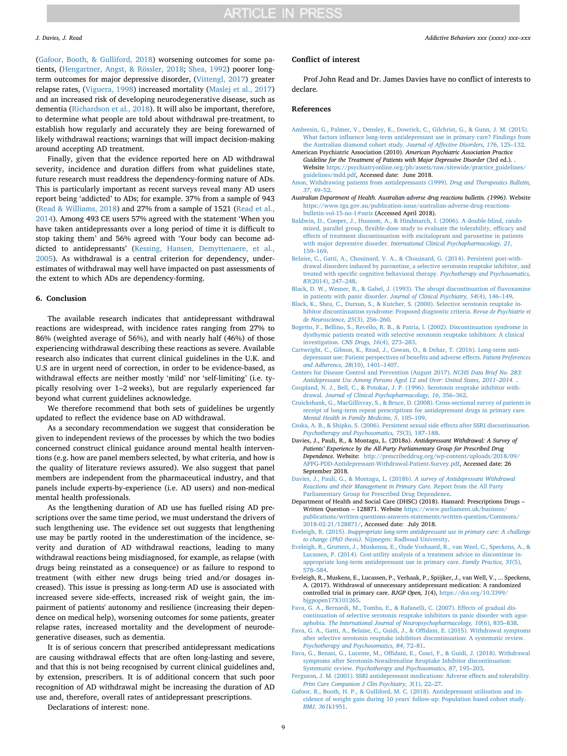(Gafoor, Booth, & Gulliford, 2018) worsening outcomes for some patients, (Hengartner, Angst, & Rössler, 2018; Shea, 1992) poorer long-term outcomes for major depressive disorder, (Vittengl, 2017) greater relapse rates, (Viguera, 1998) increased mortality (Maslej et al., 2017) and an increased risk of developing neurodegenerative disease, such as dementia (Richardson et al., 2018). It will also be important, therefore, to determine what people are told about withdrawal pre-treatment, to establish how regularly and accurately they are being forewarned of likely withdrawal reactions; warnings that will impact decision-making around accepting AD treatment.

Finally, given that the evidence reported here on AD withdrawal severity, incidence and duration differs from what guidelines state, future research must readdress the dependency-forming nature of ADs. This is particularly important as recent surveys reveal many AD users report being 'addicted' to ADs; for example. 37% from a sample of 943 (Read & Williams, 2018) and 27% from a sample of 1521 (Read et al., 2014). Among 493 CE users 57% agreed with the statement 'When you have taken antidepressants over a long period of time it is difficult to stop taking them' and 56% agreed with 'Your body can become addicted to antidepressants' (Kessing, Hansen, Demyttenaere, et al., 2005). As withdrawal is a central criterion for dependency, underestimates of withdrawal may well have impacted on past assessments of the extent to which ADs are dependency-forming.

## 6. Conclusion

The available research indicates that antidepressant withdrawal reactions are widespread, with incidence rates ranging from 27% to 86% (weighted average of 56%), and with nearly half (46%) of those experiencing withdrawal describing these reactions as severe. Available research also indicates that current clinical guidelines in the U.K. and U.S are in urgent need of correction, in order to be evidence-based, as withdrawal effects are neither mostly 'mild' nor 'self-limiting' (i.e. typically resolving over 1–2 weeks), but are regularly experienced far beyond what current guidelines acknowledge.

We therefore recommend that both sets of guidelines be urgently updated to reflect the evidence base on AD withdrawal.

As a secondary recommendation we suggest that consideration be given to independent reviews of the processes by which the two bodies concerned construct clinical guidance around mental health interventions (e.g. how are panel members selected, by what criteria, and how is the quality of literature reviews assured). We also suggest that panel members are independent from the pharmaceutical industry, and that panels include experts-by-experience (i.e. AD users) and non-medical mental health professionals.

As the lengthening duration of AD use has fuelled rising AD prescriptions over the same time period, we must understand the drivers of such lengthening use. The evidence set out suggests that lengthening use may be partly rooted in the underestimation of the incidence, severity and duration of AD withdrawal reactions, leading to many withdrawal reactions being misdiagnosed, for example, as relapse (with drugs being reinstated as a consequence) or as failure to respond to treatment (with either new drugs being tried and/or dosages increased). This issue is pressing as long-term AD use is associated with increased severe side-effects, increased risk of weight gain, the impairment of patients' autonomy and resilience (increasing their dependence on medical help), worsening outcomes for some patients, greater relapse rates, increased mortality and the development of neurodegenerative diseases, such as dementia.

It is of serious concern that prescribed antidepressant medications are causing withdrawal effects that are often long-lasting and severe, and that this is not being recognised by current clinical guidelines and, by extension, prescribers. It is of additional concern that such poor recognition of AD withdrawal might be increasing the duration of AD use and, therefore, overall rates of antidepressant prescriptions.

Declarations of interest: none.

## Conflict of interest

Prof John Read and Dr. James Davies have no conflict of interests to declare.

## References

Ambresin, G., Palmer, V., Densley, K., Dowrick, C., Gilchrist, G., & Gunn, J. M. (2015). What factors influence long-term antidepressant use in primary care? Findings from the Australian diamond cohort study. *Journal of Affective Disorders, 176*, 125–132.

American Psychiatric Association (2010). *American Psychiatric Association Practice Guideline for the Treatment of Patients with Major Depressive Disorder* (3rd ed.). . Website https://psychiatryonline.org/pb/assets/raw/sitewide/practice_guidelines/guidelines/mdd.pdf, Accessed date: June 2018.

Anon, Withdrawing patients from antidepressants (1999). *Drug and Therapeutics Bulletin, 37*, 49–52.

*Australian Department of Health. Australian adverse drug reactions bulletin. (1996)*. Website https://www.tga.gov.au/publication-issue/australian-adverse-drug-reactions-bulletin-vol-15-no-1#ssris (Accessed April 2018).

Baldwin, D., Cooper, J., Huusom, A., & Hindmarch, I. (2006). A double-blind, randomized, parallel group, flexible-dose study to evaluate the tolerability, efficacy and effects of treatment discontinuation with escitalopram and paroxetine in patients with major depressive disorder. *International Clinical Psychopharmacology, 21*, 159–169.

Belaise, C., Gatti, A., Chouinard, V. A., & Chouinard, G. (2014). Persistent post-withdrawal disorders induced by paroxetine, a selective serotonin reuptake inhibitor, and treated with specific cognitive behavioral therapy. *Psychotherapy and Psychosomatics, 83*(2014), 247–248.

Black, D. W., Wesner, R., & Gabel, J. (1993). The abrupt discontinuation of fluvoxamine in patients with panic disorder. *Journal of Clinical Psychiatry, 54*(4), 146–149.

Black, K., Shea, C., Dursun, S., & Kutcher, S. (2000). Selective serotonin reuptake inhibitor discontinuation syndrome: Proposed diagnostic criteria. *Revue de Psychiatrie et de Neuroscience, 25*(3), 256–260.

Bogetto, F., Bellino, S., Revello, R. B., & Patria, l. (2002). Discontinuation syndrome in dysthymic patients treated with selective serotonin reuptake inhibitors: A clinical investigation. *CNS Drugs, 16*(4), 273–283.

Cartwright, C., Gibson, K., Read, J., Cowan, O., & Dehar, T. (2016). Long-term antidepressant use: Patient perspectives of benefits and adverse effects. *Patient Preferences and Adherence, 28*(10), 1401–1407.

Centers for Disease Control and Prevention (August 2017). *NCHS Data Brief No. 283: Antidepressant Use Among Persons Aged 12 and Over: United States, 2011–2014.* .

Coupland, N. J., Bell, C., & Potokar, J. P. (1996). Serotonin reuptake inhibitor withdrawal. *Journal of Clinical Psychopharmacology, 16*, 356–362.

Cruickshank, G., MacGillivray, S., & Bruce, D. (2008). Cross-sectional survey of patients in receipt of long-term repeat prescriptions for antidepressant drugs in primary care. *Mental Health in Family Medicine, 5*, 105–109.

Csoka, A. B., & Shipko, S. (2006). Persistent sexual side effects after SSRI discontinuation. *Psychotherapy and Psychosomatics, 75*(3), 187–188.

Davies, J., Pauli, R., & Montagu, L. (2018a). *Antidepressant Withdrawal: A Survey of Patients' Experience by the All-Party Parliamentary Group for Prescribed Drug Dependence*. Website: http://prescribeddrug.org/wp-content/uploads/2018/09/APPG-PDD-Antidepressant-Withdrawal-Patient-Survey.pdf, Accessed date: 26 September 2018.

Davies, J., Pauli, G., & Montagu, L. (2018b). *A survey of Antidepressant Withdrawal Reactions and their Management in Primary Care.* Report from the All Party Parliamentary Group for Prescribed Drug Dependence.

Department of Health and Social Care (DHSC) (2018). Hansard: Prescriptions Drugs – Written Question – 128871. Website https://www.parliament.uk/business/publications/written-questions-answers-statements/written-question/Commons/2018-02-21/128871/, Accessed date: July 2018.

Eveleigh, R. (2015). *Inappropriate long-term antidepressant use in primary care: A challenge to change (PhD thesis)*. Nijmegen: Radboud University.

Eveleigh, R., Grutters, J., Muskensa, E., Oude Voshaard, R., van Weel, C., Speckens, A., & Lucassen, P. (2014). Cost-utility analysis of a treatment advice to discontinue inappropriate long-term antidepressant use in primary care. *Family Practice, 31*(5), 578–584.

Eveleigh, R., Muskens, E., Lucassen, P., Verhaak, P., Spiijker, J., van Well, V., ... Speckens, A. (2017). Withdrawal of unnecessary antidepressant medication: A randomized controlled trial in primary care. *BJGP Open, 1*(4), https://doi.org/10.3399/bjgpopen17X101265.

Fava, G. A., Bernardi, M., Tomba, E., & Rafanelli, C. (2007). Effects of gradual discontinuation of selective serotonin reuptake inhibitors in panic disorder with agoraphobia. *The International Journal of Neuropsychopharmacology, 10*(6), 835–838.

Fava, G. A., Gatti, A., Belaise, C., Guidi, J., & Offidani, E. (2015). Withdrawal symptoms after selective serotonin reuptake inhibitors discontinuation: A systematic review. *Psychotherapy and Psychosomatics, 84*, 72–81.

Fava, G., Benasi, G., Lucente, M., Offidani, E., Cosci, F., & Guidi, J. (2018). Withdrawal symptoms after Serotonin-Noradrenaline Reuptake Inhibitor discontinuation: Systematic review. *Psychotherapy and Psychosomatics, 87*, 195–203.

Ferguson, J. M. (2001). SSRI antidepressant medications: Adverse effects and tolerability. *Prim Care Companion J Clin Psychiatry, 3*(1), 22–27.

Gafoor, R., Booth, H. P., & Gulliford, M. C. (2018). Antidepressant utilisation and incidence of weight gain during 10 years' follow-up: Population based cohort study. *BMJ, 361*k1951.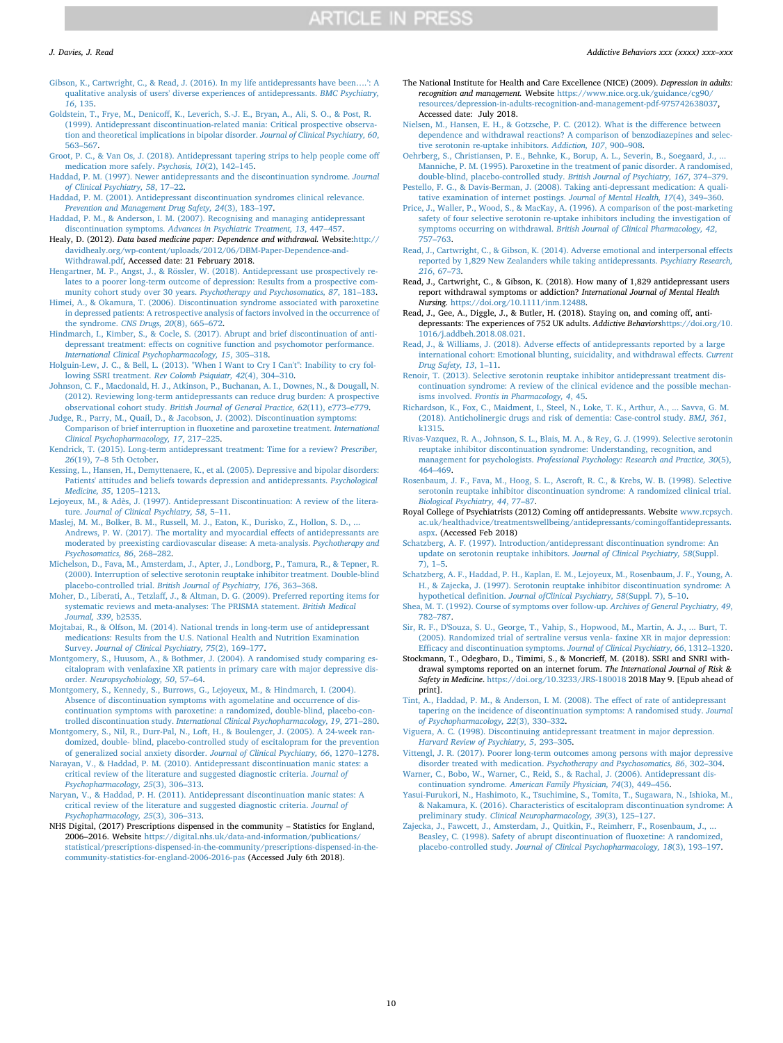Gibson, K., Cartwright, C., & Read, J. (2016). In my life antidepressants have been….': A qualitative analysis of users' diverse experiences of antidepressants. *BMC Psychiatry, 16*, 135.

Goldstein, T., Frye, M., Denicoff, K., Leverich, S.-J. E., Bryan, A., Ali, S. O., & Post, R. (1999). Antidepressant discontinuation-related mania: Critical prospective observation and theoretical implications in bipolar disorder. *Journal of Clinical Psychiatry, 60*, 563–567.

Groot, P. C., & Van Os, J. (2018). Antidepressant tapering strips to help people come off medication more safely. *Psychosis, 10*(2), 142–145.

Haddad, P. M. (1997). Newer antidepressants and the discontinuation syndrome. *Journal of Clinical Psychiatry, 58*, 17–22.

Haddad, P. M. (2001). Antidepressant discontinuation syndromes clinical relevance. *Prevention and Management Drug Safety, 24*(3), 183–197.

Haddad, P. M., & Anderson, I. M. (2007). Recognising and managing antidepressant discontinuation symptoms. *Advances in Psychiatric Treatment, 13*, 447–457.

Healy, D. (2012). *Data based medicine paper: Dependence and withdrawal.* Website:http://davidhealy.org/wp-content/uploads/2012/06/DBM-Paper-Dependence-and-Withdrawal.pdf, Accessed date: 21 February 2018.

Hengartner, M. P., Angst, J., & Rössler, W. (2018). Antidepressant use prospectively relates to a poorer long-term outcome of depression: Results from a prospective community cohort study over 30 years. *Psychotherapy and Psychosomatics, 87*, 181–183.

Himei, A., & Okamura, T. (2006). Discontinuation syndrome associated with paroxetine in depressed patients: A retrospective analysis of factors involved in the occurrence of the syndrome. *CNS Drugs, 20*(8), 665–672.

Hindmarch, I., Kimber, S., & Cocle, S. (2017). Abrupt and brief discontinuation of antidepressant treatment: effects on cognitive function and psychomotor performance. *International Clinical Psychopharmacology, 15*, 305–318.

Holguin-Lew, J. C., & Bell, L. (2013). "When I Want to Cry I Can't": Inability to cry following SSRI treatment. *Rev Colomb Psiquiatr, 42*(4), 304–310.

Johnson, C. F., Macdonald, H. J., Atkinson, P., Buchanan, A. I., Downes, N., & Dougall, N. (2012). Reviewing long-term antidepressants can reduce drug burden: A prospective observational cohort study. *British Journal of General Practice, 62*(11), e773–e779.

Judge, R., Parry, M., Quail, D., & Jacobson, J. (2002). Discontinuation symptoms: Comparison of brief interruption in fluoxetine and paroxetine treatment. *International Clinical Psychopharmacology, 17*, 217–225.

Kendrick, T. (2015). Long-term antidepressant treatment: Time for a review? *Prescriber, 26*(19), 7–8 5th October.

Kessing, L., Hansen, H., Demyttenaere, K., et al. (2005). Depressive and bipolar disorders: Patients' attitudes and beliefs towards depression and antidepressants. *Psychological Medicine, 35*, 1205–1213.

Lejoyeux, M., & Adès, J. (1997). Antidepressant Discontinuation: A review of the literature. *Journal of Clinical Psychiatry, 58*, 5–11.

Maslej, M. M., Bolker, B. M., Russell, M. J., Eaton, K., Durisko, Z., Hollon, S. D., ... Andrews, P. W. (2017). The mortality and myocardial effects of antidepressants are moderated by preexisting cardiovascular disease: A meta-analysis. *Psychotherapy and Psychosomatics, 86*, 268–282.

Michelson, D., Fava, M., Amsterdam, J., Apter, J., Londborg, P., Tamura, R., & Tepner, R. (2000). Interruption of selective serotonin reuptake inhibitor treatment. Double-blind placebo-controlled trial. *British Journal of Psychiatry, 176*, 363–368.

Moher, D., Liberati, A., Tetzlaff, J., & Altman, D. G. (2009). Preferred reporting items for systematic reviews and meta-analyses: The PRISMA statement. *British Medical Journal, 339*, b2535.

Mojtabai, R., & Olfson, M. (2014). National trends in long-term use of antidepressant medications: Results from the U.S. National Health and Nutrition Examination Survey. *Journal of Clinical Psychiatry, 75*(2), 169–177.

Montgomery, S., Huusom, A., & Bothmer, J. (2004). A randomised study comparing escitalopram with venlafaxine XR patients in primary care with major depressive disorder. *Neuropsychobiology, 50*, 57–64.

Montgomery, S., Kennedy, S., Burrows, G., Lejoyeux, M., & Hindmarch, I. (2004). Absence of discontinuation symptoms with agomelatine and occurrence of discontinuation symptoms with paroxetine: a randomized, double-blind, placebo-controlled discontinuation study. *International Clinical Psychopharmacology, 19*, 271–280.

Montgomery, S., Nil, R., Durr-Pal, N., Loft, H., & Boulenger, J. (2005). A 24-week randomized, double- blind, placebo-controlled study of escitalopram for the prevention of generalized social anxiety disorder. *Journal of Clinical Psychiatry, 66*, 1270–1278.

Narayan, V., & Haddad, P. M. (2010). Antidepressant discontinuation manic states: a critical review of the literature and suggested diagnostic criteria. *Journal of Psychopharmacology, 25*(3), 306–313.

Naryan, V., & Haddad, P. H. (2011). Antidepressant discontinuation manic states: A critical review of the literature and suggested diagnostic criteria. *Journal of Psychopharmacology, 25*(3), 306–313.

NHS Digital, (2017) Prescriptions dispensed in the community – Statistics for England, 2006–2016. Website https://digital.nhs.uk/data-and-information/publications/statistical/prescriptions-dispensed-in-the-community/prescriptions-dispensed-in-the-community-statistics-for-england-2006-2016-pas (Accessed July 6th 2018).

The National Institute for Health and Care Excellence (NICE) (2009). *Depression in adults: recognition and management.* Website https://www.nice.org.uk/guidance/cg90/resources/depression-in-adults-recognition-and-management-pdf-975742638037, Accessed date: July 2018.

Nielsen, M., Hansen, E. H., & Gotzsche, P. C. (2012). What is the difference between dependence and withdrawal reactions? A comparison of benzodiazepines and selective serotonin re-uptake inhibitors. *Addiction, 107*, 900–908.

Oehrberg, S., Christiansen, P. E., Behnke, K., Borup, A. L., Severin, B., Soegaard, J., ... Manniche, P. M. (1995). Paroxetine in the treatment of panic disorder. A randomised, double-blind, placebo-controlled study. *British Journal of Psychiatry, 167*, 374–379.

Pestello, F. G., & Davis-Berman, J. (2008). Taking anti-depressant medication: A qualitative examination of internet postings. *Journal of Mental Health, 17*(4), 349–360.

Price, J., Waller, P., Wood, S., & MacKay, A. (1996). A comparison of the post-marketing safety of four selective serotonin re-uptake inhibitors including the investigation of symptoms occurring on withdrawal. *British Journal of Clinical Pharmacology, 42*, 757–763.

Read, J., Cartwright, C., & Gibson, K. (2014). Adverse emotional and interpersonal effects reported by 1,829 New Zealanders while taking antidepressants. *Psychiatry Research, 216*, 67–73.

Read, J., Cartwright, C., & Gibson, K. (2018). How many of 1,829 antidepressant users report withdrawal symptoms or addiction? *International Journal of Mental Health Nursing.* https://doi.org/10.1111/inm.12488.

Read, J., Gee, A., Diggle, J., & Butler, H. (2018). Staying on, and coming off, antidepressants: The experiences of 752 UK adults. *Addictive Behaviors*https://doi.org/10.1016/j.addbeh.2018.08.021.

Read, J., & Williams, J. (2018). Adverse effects of antidepressants reported by a large international cohort: Emotional blunting, suicidality, and withdrawal effects. *Current Drug Safety, 13*, 1–11.

Renoir, T. (2013). Selective serotonin reuptake inhibitor antidepressant treatment discontinuation syndrome: A review of the clinical evidence and the possible mechanisms involved. *Frontis in Pharmacology, 4*, 45.

Richardson, K., Fox, C., Maidment, I., Steel, N., Loke, T. K., Arthur, A., ... Savva, G. M. (2018). Anticholinergic drugs and risk of dementia: Case-control study. *BMJ, 361*, k1315.

Rivas-Vazquez, R. A., Johnson, S. L., Blais, M. A., & Rey, G. J. (1999). Selective serotonin reuptake inhibitor discontinuation syndrome: Understanding, recognition, and management for psychologists. *Professional Psychology: Research and Practice, 30*(5), 464–469.

Rosenbaum, J. F., Fava, M., Hoog, S. L., Ascroft, R. C., & Krebs, W. B. (1998). Selective serotonin reuptake inhibitor discontinuation syndrome: A randomized clinical trial. *Biological Psychiatry, 44*, 77–87.

Royal College of Psychiatrists (2012) Coming off antidepressants. Website www.rcpsych.ac.uk/healthadvice/treatmentswellbeing/antidepressants/comingoffantidepressants.aspx. (Accessed Feb 2018)

Schatzberg, A. F. (1997). Introduction/antidepressant discontinuation syndrome: An update on serotonin reuptake inhibitors. *Journal of Clinical Psychiatry, 58*(Suppl. 7), 1–5.

Schatzberg, A. F., Haddad, P. H., Kaplan, E. M., Lejoyeux, M., Rosenbaum, J. F., Young, A. H., & Zajecka, J. (1997). Serotonin reuptake inhibitor discontinuation syndrome: A hypothetical definition. *Journal ofClinical Psychiatry, 58*(Suppl. 7), 5–10.

Shea, M. T. (1992). Course of symptoms over follow-up. *Archives of General Psychiatry, 49*, 782–787.

Sir, R. F., D'Souza, S. U., George, T., Vahip, S., Hopwood, M., Martin, A. J., ... Burt, T. (2005). Randomized trial of sertraline versus venla- faxine XR in major depression: Efficacy and discontinuation symptoms. *Journal of Clinical Psychiatry, 66*, 1312–1320.

Stockmann, T., Odegbaro, D., Timimi, S., & Moncrieff, M. (2018). SSRI and SNRI withdrawal symptoms reported on an internet forum. *The International Journal of Risk & Safety in Medicine.* https://doi.org/10.3233/JRS-180018 2018 May 9. [Epub ahead of print].

Tint, A., Haddad, P. M., & Anderson, I. M. (2008). The effect of rate of antidepressant tapering on the incidence of discontinuation symptoms: A randomised study. *Journal of Psychopharmacology, 22*(3), 330–332.

Viguera, A. C. (1998). Discontinuing antidepressant treatment in major depression. *Harvard Review of Psychiatry, 5*, 293–305.

Vittengl, J. R. (2017). Poorer long-term outcomes among persons with major depressive disorder treated with medication. *Psychotherapy and Psychosomatics, 86*, 302–304.

Warner, C., Bobo, W., Warner, C., Reid, S., & Rachal, J. (2006). Antidepressant discontinuation syndrome. *American Family Physician, 74*(3), 449–456.

Yasui-Furukori, N., Hashimoto, K., Tsuchimine, S., Tomita, T., Sugawara, N., Ishioka, M., & Nakamura, K. (2016). Characteristics of escitalopram discontinuation syndrome: A preliminary study. *Clinical Neuropharmacology, 39*(3), 125–127.

Zajecka, J., Fawcett, J., Amsterdam, J., Quitkin, F., Reimherr, F., Rosenbaum, J., ... Beasley, C. (1998). Safety of abrupt discontinuation of fluoxetine: A randomized, placebo-controlled study. *Journal of Clinical Psychopharmacology, 18*(3), 193–197.